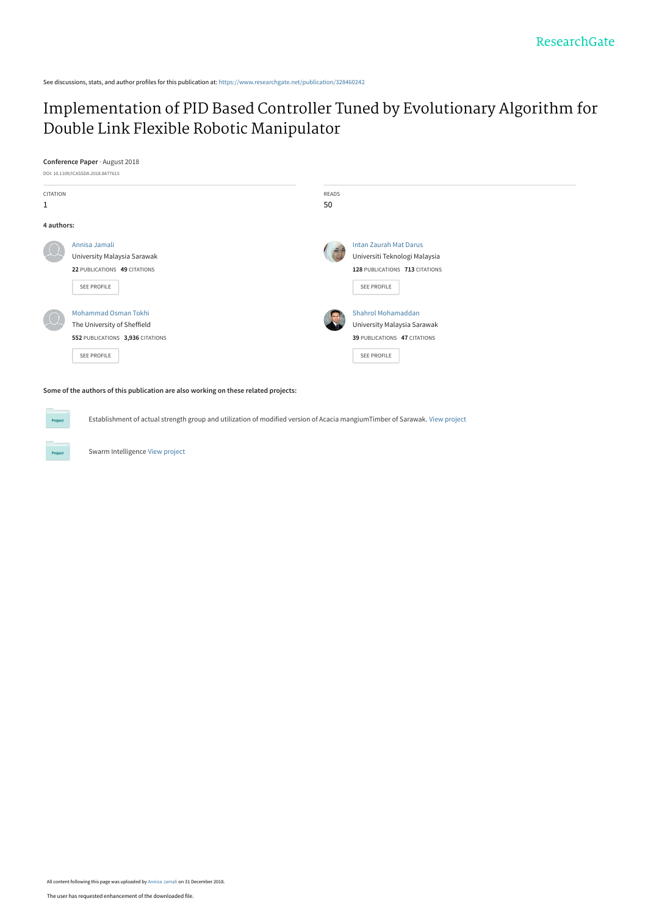See discussions, stats, and author profiles for this publication at: https://www.researchgate.net/publication/328460242

# Implementation of PID Based Controller Tuned by Evolutionary Algorithm for Double Link Flexible Robotic Manipulator

**Conference Paper** · August 2018

DOI: 10.1109/ICASSDA.2018.8477615

CITATION
1

READS
50

**4 authors:**

Annisa Jamali
University Malaysia Sarawak
**22** PUBLICATIONS **49** CITATIONS

SEE PROFILE

Intan Zaurah Mat Darus
Universiti Teknologi Malaysia
**128** PUBLICATIONS **713** CITATIONS

SEE PROFILE

Mohammad Osman Tokhi
The University of Sheffield
**552** PUBLICATIONS **3,936** CITATIONS

SEE PROFILE

Shahrol Mohamaddan
University Malaysia Sarawak
**39** PUBLICATIONS **47** CITATIONS

SEE PROFILE

**Some of the authors of this publication are also working on these related projects:**

Establishment of actual strength group and utilization of modified version of Acacia mangiumTimber of Sarawak. View project

Swarm Intelligence View project

All content following this page was uploaded by Annisa Jamali on 31 December 2018.

The user has requested enhancement of the downloaded file.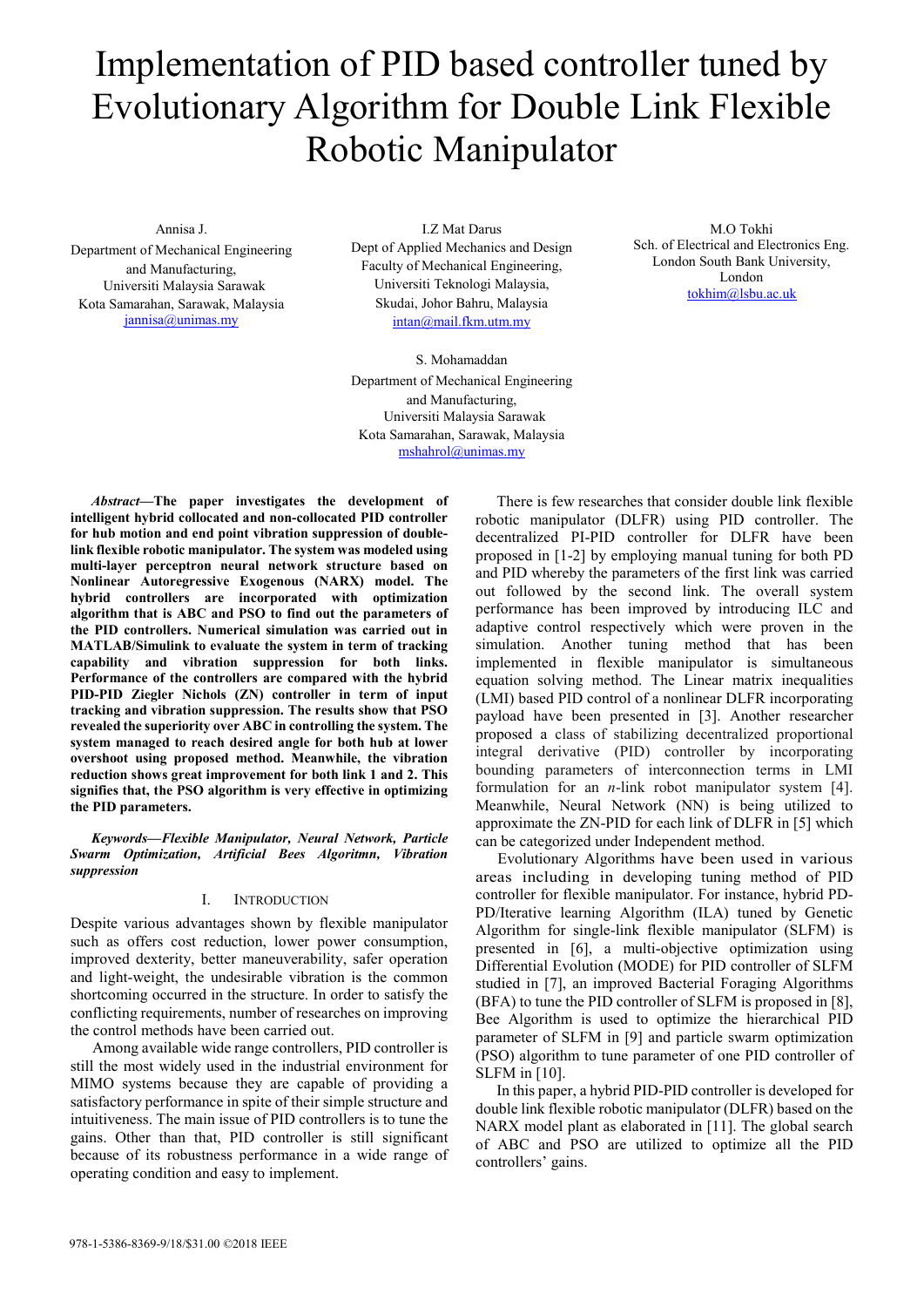# Implementation of PID based controller tuned by Evolutionary Algorithm for Double Link Flexible Robotic Manipulator

Annisa J.
Department of Mechanical Engineering and Manufacturing,
Universiti Malaysia Sarawak
Kota Samarahan, Sarawak, Malaysia
jannisa@unimas.my

I.Z Mat Darus
Dept of Applied Mechanics and Design
Faculty of Mechanical Engineering,
Universiti Teknologi Malaysia,
Skudai, Johor Bahru, Malaysia
intan@mail.fkm.utm.my

M.O Tokhi
Sch. of Electrical and Electronics Eng.
London South Bank University,
London
tokhim@lsbu.ac.uk

S. Mohamaddan
Department of Mechanical Engineering and Manufacturing,
Universiti Malaysia Sarawak
Kota Samarahan, Sarawak, Malaysia
mshahrol@unimas.my

***Abstract*—The paper investigates the development of intelligent hybrid collocated and non-collocated PID controller for hub motion and end point vibration suppression of double-link flexible robotic manipulator. The system was modeled using multi-layer perceptron neural network structure based on Nonlinear Autoregressive Exogenous (NARX) model. The hybrid controllers are incorporated with optimization algorithm that is ABC and PSO to find out the parameters of the PID controllers. Numerical simulation was carried out in MATLAB/Simulink to evaluate the system in term of tracking capability and vibration suppression for both links. Performance of the controllers are compared with the hybrid PID-PID Ziegler Nichols (ZN) controller in term of input tracking and vibration suppression. The results show that PSO revealed the superiority over ABC in controlling the system. The system managed to reach desired angle for both hub at lower overshoot using proposed method. Meanwhile, the vibration reduction shows great improvement for both link 1 and 2. This signifies that, the PSO algorithm is very effective in optimizing the PID parameters.**

***Keywords—Flexible Manipulator, Neural Network, Particle Swarm Optimization, Artificial Bees Algoritmn, Vibration suppression***

## I. Introduction

Despite various advantages shown by flexible manipulator such as offers cost reduction, lower power consumption, improved dexterity, better maneuverability, safer operation and light-weight, the undesirable vibration is the common shortcoming occurred in the structure. In order to satisfy the conflicting requirements, number of researches on improving the control methods have been carried out.

Among available wide range controllers, PID controller is still the most widely used in the industrial environment for MIMO systems because they are capable of providing a satisfactory performance in spite of their simple structure and intuitiveness. The main issue of PID controllers is to tune the gains. Other than that, PID controller is still significant because of its robustness performance in a wide range of operating condition and easy to implement.

There is few researches that consider double link flexible robotic manipulator (DLFR) using PID controller. The decentralized PI-PID controller for DLFR have been proposed in [1-2] by employing manual tuning for both PD and PID whereby the parameters of the first link was carried out followed by the second link. The overall system performance has been improved by introducing ILC and adaptive control respectively which were proven in the simulation. Another tuning method that has been implemented in flexible manipulator is simultaneous equation solving method. The Linear matrix inequalities (LMI) based PID control of a nonlinear DLFR incorporating payload have been presented in [3]. Another researcher proposed a class of stabilizing decentralized proportional integral derivative (PID) controller by incorporating bounding parameters of interconnection terms in LMI formulation for an *n*-link robot manipulator system [4]. Meanwhile, Neural Network (NN) is being utilized to approximate the ZN-PID for each link of DLFR in [5] which can be categorized under Independent method.

Evolutionary Algorithms have been used in various areas including in developing tuning method of PID controller for flexible manipulator. For instance, hybrid PD-PD/Iterative learning Algorithm (ILA) tuned by Genetic Algorithm for single-link flexible manipulator (SLFM) is presented in [6], a multi-objective optimization using Differential Evolution (MODE) for PID controller of SLFM studied in [7], an improved Bacterial Foraging Algorithms (BFA) to tune the PID controller of SLFM is proposed in [8], Bee Algorithm is used to optimize the hierarchical PID parameter of SLFM in [9] and particle swarm optimization (PSO) algorithm to tune parameter of one PID controller of SLFM in [10].

In this paper, a hybrid PID-PID controller is developed for double link flexible robotic manipulator (DLFR) based on the NARX model plant as elaborated in [11]. The global search of ABC and PSO are utilized to optimize all the PID controllers' gains.

978-1-5386-8369-9/18/$31.00 ©2018 IEEE